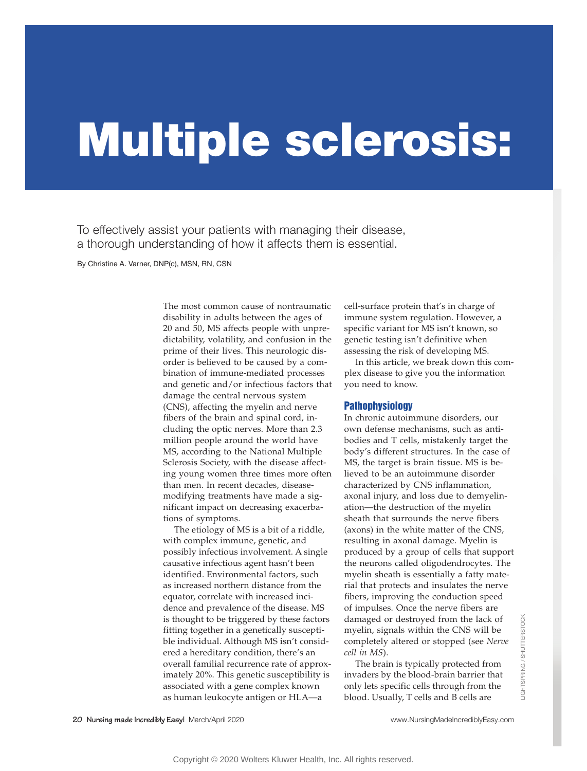# Multiple sclerosis:

To effectively assist your patients with managing their disease, a thorough understanding of how it affects them is essential.

By Christine A. Varner, DNP(c), MSN, RN, CSN

The most common cause of nontraumatic disability in adults between the ages of 20 and 50, MS affects people with unpredictability, volatility, and confusion in the prime of their lives. This neurologic disorder is believed to be caused by a combination of immune-mediated processes and genetic and/or infectious factors that damage the central nervous system (CNS), affecting the myelin and nerve fibers of the brain and spinal cord, including the optic nerves. More than 2.3 million people around the world have MS, according to the National Multiple Sclerosis Society, with the disease affecting young women three times more often than men. In recent decades, disease-modifying treatments have made a significant impact on decreasing exacerbations of symptoms.

The etiology of MS is a bit of a riddle, with complex immune, genetic, and possibly infectious involvement. A single causative infectious agent hasn't been identified. Environmental factors, such as increased northern distance from the equator, correlate with increased incidence and prevalence of the disease. MS is thought to be triggered by these factors fitting together in a genetically susceptible individual. Although MS isn't considered a hereditary condition, there's an overall familial recurrence rate of approximately 20%. This genetic susceptibility is associated with a gene complex known as human leukocyte antigen or HLA—a cell-surface protein that's in charge of immune system regulation. However, a specific variant for MS isn't known, so genetic testing isn't definitive when assessing the risk of developing MS.

In this article, we break down this complex disease to give you the information you need to know.

## Pathophysiology

In chronic autoimmune disorders, our own defense mechanisms, such as antibodies and T cells, mistakenly target the body's different structures. In the case of MS, the target is brain tissue. MS is believed to be an autoimmune disorder characterized by CNS inflammation, axonal injury, and loss due to demyelination—the destruction of the myelin sheath that surrounds the nerve fibers (axons) in the white matter of the CNS, resulting in axonal damage. Myelin is produced by a group of cells that support the neurons called oligodendrocytes. The myelin sheath is essentially a fatty material that protects and insulates the nerve fibers, improving the conduction speed of impulses. Once the nerve fibers are damaged or destroyed from the lack of myelin, signals within the CNS will be completely altered or stopped (see *Nerve cell in MS*).

The brain is typically protected from invaders by the blood-brain barrier that only lets specific cells through from the blood. Usually, T cells and B cells are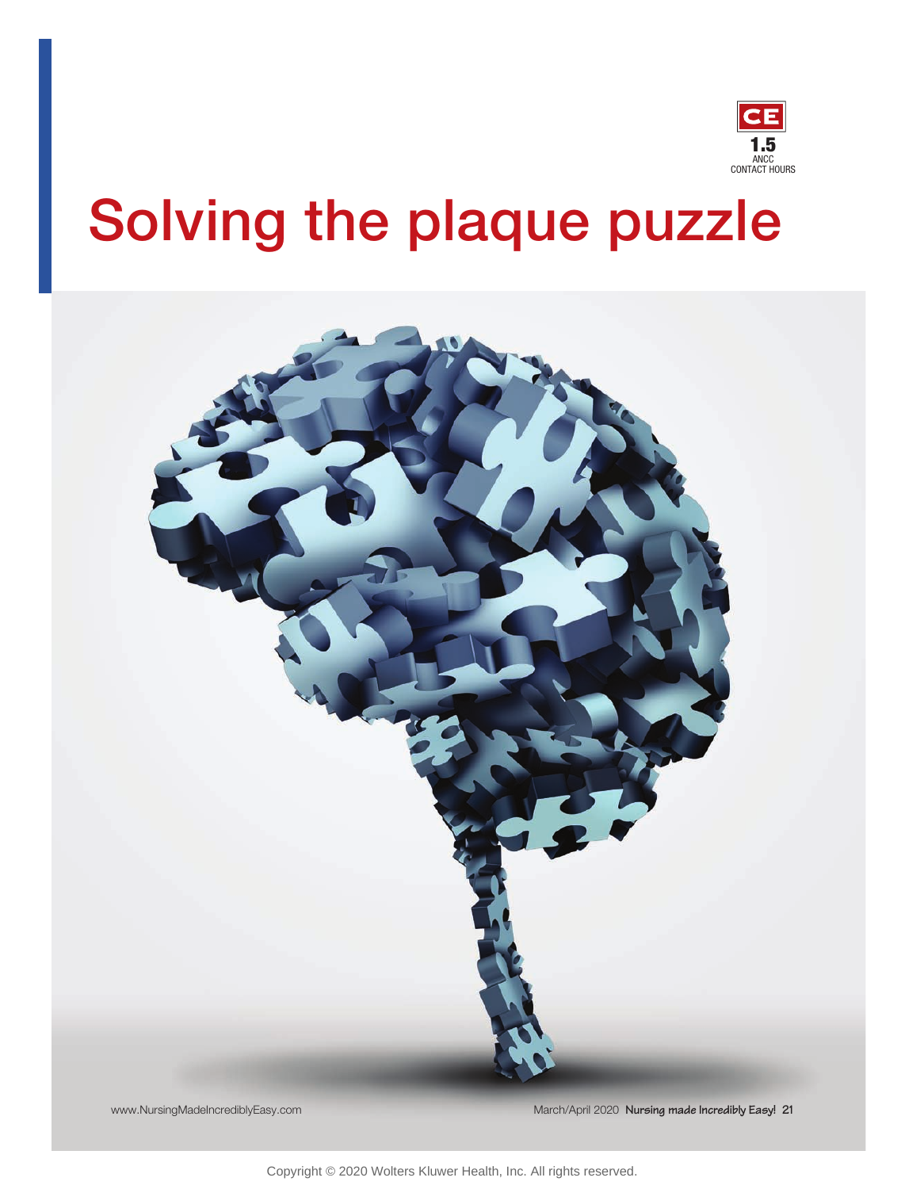**CE**
**1.5**
ANCC
CONTACT HOURS

# Solving the plaque puzzle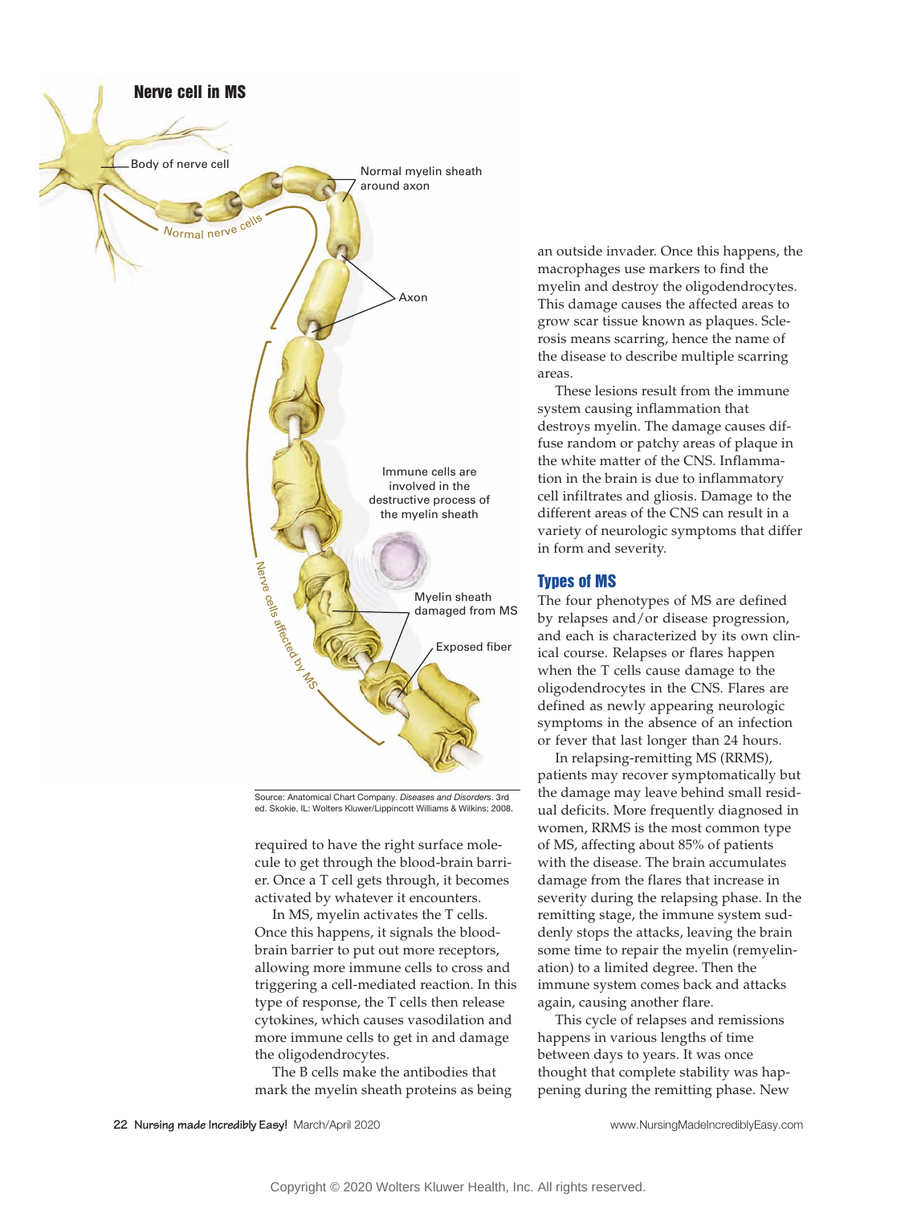## Nerve cell in MS

Body of nerve cell

Normal myelin sheath around axon

Normal nerve cells

Axon

Immune cells are involved in the destructive process of the myelin sheath

Myelin sheath damaged from MS

Exposed fiber

Nerve cells affected by MS

Source: Anatomical Chart Company. *Diseases and Disorders*. 3rd ed. Skokie, IL: Wolters Kluwer/Lippincott Williams & Wilkins; 2008.

required to have the right surface molecule to get through the blood-brain barrier. Once a T cell gets through, it becomes activated by whatever it encounters.

In MS, myelin activates the T cells. Once this happens, it signals the blood-brain barrier to put out more receptors, allowing more immune cells to cross and triggering a cell-mediated reaction. In this type of response, the T cells then release cytokines, which causes vasodilation and more immune cells to get in and damage the oligodendrocytes.

The B cells make the antibodies that mark the myelin sheath proteins as being an outside invader. Once this happens, the macrophages use markers to find the myelin and destroy the oligodendrocytes. This damage causes the affected areas to grow scar tissue known as plaques. Sclerosis means scarring, hence the name of the disease to describe multiple scarring areas.

These lesions result from the immune system causing inflammation that destroys myelin. The damage causes diffuse random or patchy areas of plaque in the white matter of the CNS. Inflammation in the brain is due to inflammatory cell infiltrates and gliosis. Damage to the different areas of the CNS can result in a variety of neurologic symptoms that differ in form and severity.

## Types of MS

The four phenotypes of MS are defined by relapses and/or disease progression, and each is characterized by its own clinical course. Relapses or flares happen when the T cells cause damage to the oligodendrocytes in the CNS. Flares are defined as newly appearing neurologic symptoms in the absence of an infection or fever that last longer than 24 hours.

In relapsing-remitting MS (RRMS), patients may recover symptomatically but the damage may leave behind small residual deficits. More frequently diagnosed in women, RRMS is the most common type of MS, affecting about 85% of patients with the disease. The brain accumulates damage from the flares that increase in severity during the relapsing phase. In the remitting stage, the immune system suddenly stops the attacks, leaving the brain some time to repair the myelin (remyelination) to a limited degree. Then the immune system comes back and attacks again, causing another flare.

This cycle of relapses and remissions happens in various lengths of time between days to years. It was once thought that complete stability was happening during the remitting phase. New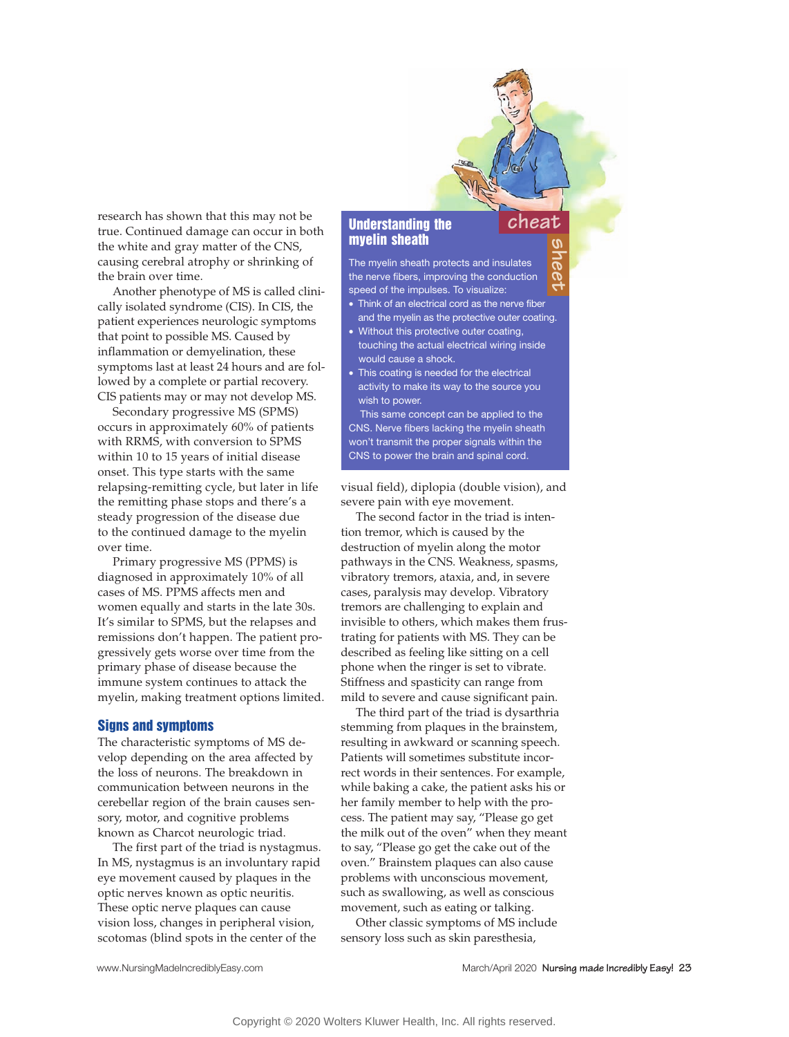research has shown that this may not be true. Continued damage can occur in both the white and gray matter of the CNS, causing cerebral atrophy or shrinking of the brain over time.

Another phenotype of MS is called clinically isolated syndrome (CIS). In CIS, the patient experiences neurologic symptoms that point to possible MS. Caused by inflammation or demyelination, these symptoms last at least 24 hours and are followed by a complete or partial recovery. CIS patients may or may not develop MS.

Secondary progressive MS (SPMS) occurs in approximately 60% of patients with RRMS, with conversion to SPMS within 10 to 15 years of initial disease onset. This type starts with the same relapsing-remitting cycle, but later in life the remitting phase stops and there's a steady progression of the disease due to the continued damage to the myelin over time.

Primary progressive MS (PPMS) is diagnosed in approximately 10% of all cases of MS. PPMS affects men and women equally and starts in the late 30s. It's similar to SPMS, but the relapses and remissions don't happen. The patient progressively gets worse over time from the primary phase of disease because the immune system continues to attack the myelin, making treatment options limited.

## Signs and symptoms

The characteristic symptoms of MS develop depending on the area affected by the loss of neurons. The breakdown in communication between neurons in the cerebellar region of the brain causes sensory, motor, and cognitive problems known as Charcot neurologic triad.

The first part of the triad is nystagmus. In MS, nystagmus is an involuntary rapid eye movement caused by plaques in the optic nerves known as optic neuritis. These optic nerve plaques can cause vision loss, changes in peripheral vision, scotomas (blind spots in the center of the visual field), diplopia (double vision), and severe pain with eye movement.

The second factor in the triad is intention tremor, which is caused by the destruction of myelin along the motor pathways in the CNS. Weakness, spasms, vibratory tremors, ataxia, and, in severe cases, paralysis may develop. Vibratory tremors are challenging to explain and invisible to others, which makes them frustrating for patients with MS. They can be described as feeling like sitting on a cell phone when the ringer is set to vibrate. Stiffness and spasticity can range from mild to severe and cause significant pain.

The third part of the triad is dysarthria stemming from plaques in the brainstem, resulting in awkward or scanning speech. Patients will sometimes substitute incorrect words in their sentences. For example, while baking a cake, the patient asks his or her family member to help with the process. The patient may say, "Please go get the milk out of the oven" when they meant to say, "Please go get the cake out of the oven." Brainstem plaques can also cause problems with unconscious movement, such as swallowing, as well as conscious movement, such as eating or talking.

Other classic symptoms of MS include sensory loss such as skin paresthesia,

---

### cheat sheet: Understanding the myelin sheath

The myelin sheath protects and insulates the nerve fibers, improving the conduction speed of the impulses. To visualize:

- Think of an electrical cord as the nerve fiber and the myelin as the protective outer coating.
- Without this protective outer coating, touching the actual electrical wiring inside would cause a shock.
- This coating is needed for the electrical activity to make its way to the source you wish to power.

This same concept can be applied to the CNS. Nerve fibers lacking the myelin sheath won't transmit the proper signals within the CNS to power the brain and spinal cord.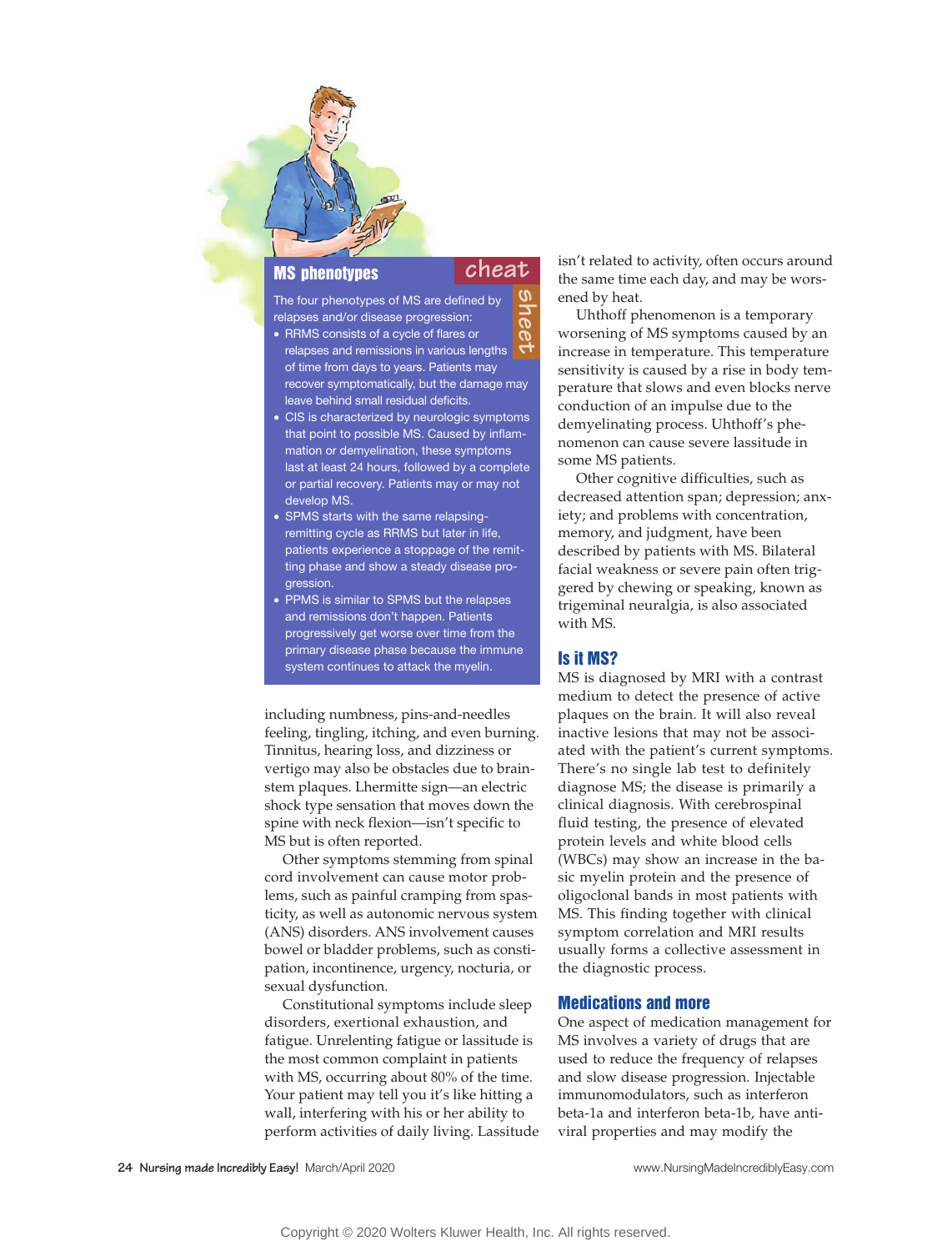## MS phenotypes

**cheat sheet**

The four phenotypes of MS are defined by relapses and/or disease progression:

- RRMS consists of a cycle of flares or relapses and remissions in various lengths of time from days to years. Patients may recover symptomatically, but the damage may leave behind small residual deficits.
- CIS is characterized by neurologic symptoms that point to possible MS. Caused by inflammation or demyelination, these symptoms last at least 24 hours, followed by a complete or partial recovery. Patients may or may not develop MS.
- SPMS starts with the same relapsing-remitting cycle as RRMS but later in life, patients experience a stoppage of the remitting phase and show a steady disease progression.
- PPMS is similar to SPMS but the relapses and remissions don't happen. Patients progressively get worse over time from the primary disease phase because the immune system continues to attack the myelin.

including numbness, pins-and-needles feeling, tingling, itching, and even burning. Tinnitus, hearing loss, and dizziness or vertigo may also be obstacles due to brainstem plaques. Lhermitte sign—an electric shock type sensation that moves down the spine with neck flexion—isn't specific to MS but is often reported.

Other symptoms stemming from spinal cord involvement can cause motor problems, such as painful cramping from spasticity, as well as autonomic nervous system (ANS) disorders. ANS involvement causes bowel or bladder problems, such as constipation, incontinence, urgency, nocturia, or sexual dysfunction.

Constitutional symptoms include sleep disorders, exertional exhaustion, and fatigue. Unrelenting fatigue or lassitude is the most common complaint in patients with MS, occurring about 80% of the time. Your patient may tell you it's like hitting a wall, interfering with his or her ability to perform activities of daily living. Lassitude isn't related to activity, often occurs around the same time each day, and may be worsened by heat.

Uhthoff phenomenon is a temporary worsening of MS symptoms caused by an increase in temperature. This temperature sensitivity is caused by a rise in body temperature that slows and even blocks nerve conduction of an impulse due to the demyelinating process. Uhthoff's phenomenon can cause severe lassitude in some MS patients.

Other cognitive difficulties, such as decreased attention span; depression; anxiety; and problems with concentration, memory, and judgment, have been described by patients with MS. Bilateral facial weakness or severe pain often triggered by chewing or speaking, known as trigeminal neuralgia, is also associated with MS.

## Is it MS?

MS is diagnosed by MRI with a contrast medium to detect the presence of active plaques on the brain. It will also reveal inactive lesions that may not be associated with the patient's current symptoms. There's no single lab test to definitely diagnose MS; the disease is primarily a clinical diagnosis. With cerebrospinal fluid testing, the presence of elevated protein levels and white blood cells (WBCs) may show an increase in the basic myelin protein and the presence of oligoclonal bands in most patients with MS. This finding together with clinical symptom correlation and MRI results usually forms a collective assessment in the diagnostic process.

## Medications and more

One aspect of medication management for MS involves a variety of drugs that are used to reduce the frequency of relapses and slow disease progression. Injectable immunomodulators, such as interferon beta-1a and interferon beta-1b, have antiviral properties and may modify the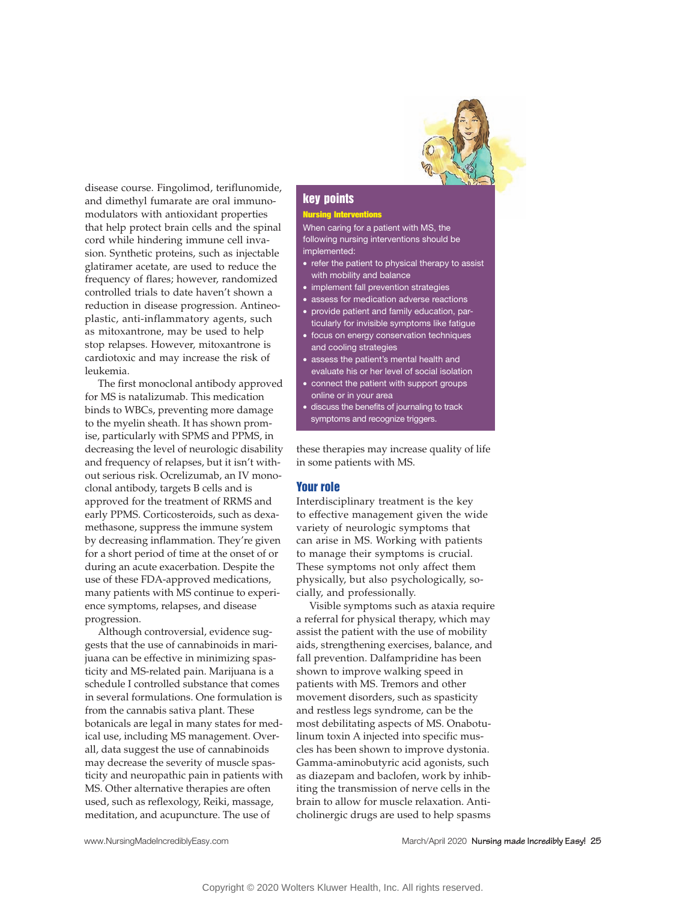disease course. Fingolimod, teriflunomide, and dimethyl fumarate are oral immunomodulators with antioxidant properties that help protect brain cells and the spinal cord while hindering immune cell invasion. Synthetic proteins, such as injectable glatiramer acetate, are used to reduce the frequency of flares; however, randomized controlled trials to date haven't shown a reduction in disease progression. Antineoplastic, anti-inflammatory agents, such as mitoxantrone, may be used to help stop relapses. However, mitoxantrone is cardiotoxic and may increase the risk of leukemia.

The first monoclonal antibody approved for MS is natalizumab. This medication binds to WBCs, preventing more damage to the myelin sheath. It has shown promise, particularly with SPMS and PPMS, in decreasing the level of neurologic disability and frequency of relapses, but it isn't without serious risk. Ocrelizumab, an IV monoclonal antibody, targets B cells and is approved for the treatment of RRMS and early PPMS. Corticosteroids, such as dexamethasone, suppress the immune system by decreasing inflammation. They're given for a short period of time at the onset of or during an acute exacerbation. Despite the use of these FDA-approved medications, many patients with MS continue to experience symptoms, relapses, and disease progression.

Although controversial, evidence suggests that the use of cannabinoids in marijuana can be effective in minimizing spasticity and MS-related pain. Marijuana is a schedule I controlled substance that comes in several formulations. One formulation is from the cannabis sativa plant. These botanicals are legal in many states for medical use, including MS management. Overall, data suggest the use of cannabinoids may decrease the severity of muscle spasticity and neuropathic pain in patients with MS. Other alternative therapies are often used, such as reflexology, Reiki, massage, meditation, and acupuncture. The use of these therapies may increase quality of life in some patients with MS.

## key points

### Nursing Interventions

When caring for a patient with MS, the following nursing interventions should be implemented:

- refer the patient to physical therapy to assist with mobility and balance
- implement fall prevention strategies
- assess for medication adverse reactions
- provide patient and family education, particularly for invisible symptoms like fatigue
- focus on energy conservation techniques and cooling strategies
- assess the patient's mental health and evaluate his or her level of social isolation
- connect the patient with support groups online or in your area
- discuss the benefits of journaling to track symptoms and recognize triggers.

## Your role

Interdisciplinary treatment is the key to effective management given the wide variety of neurologic symptoms that can arise in MS. Working with patients to manage their symptoms is crucial. These symptoms not only affect them physically, but also psychologically, socially, and professionally.

Visible symptoms such as ataxia require a referral for physical therapy, which may assist the patient with the use of mobility aids, strengthening exercises, balance, and fall prevention. Dalfampridine has been shown to improve walking speed in patients with MS. Tremors and other movement disorders, such as spasticity and restless legs syndrome, can be the most debilitating aspects of MS. Onabotulinum toxin A injected into specific muscles has been shown to improve dystonia. Gamma-aminobutyric acid agonists, such as diazepam and baclofen, work by inhibiting the transmission of nerve cells in the brain to allow for muscle relaxation. Anticholinergic drugs are used to help spasms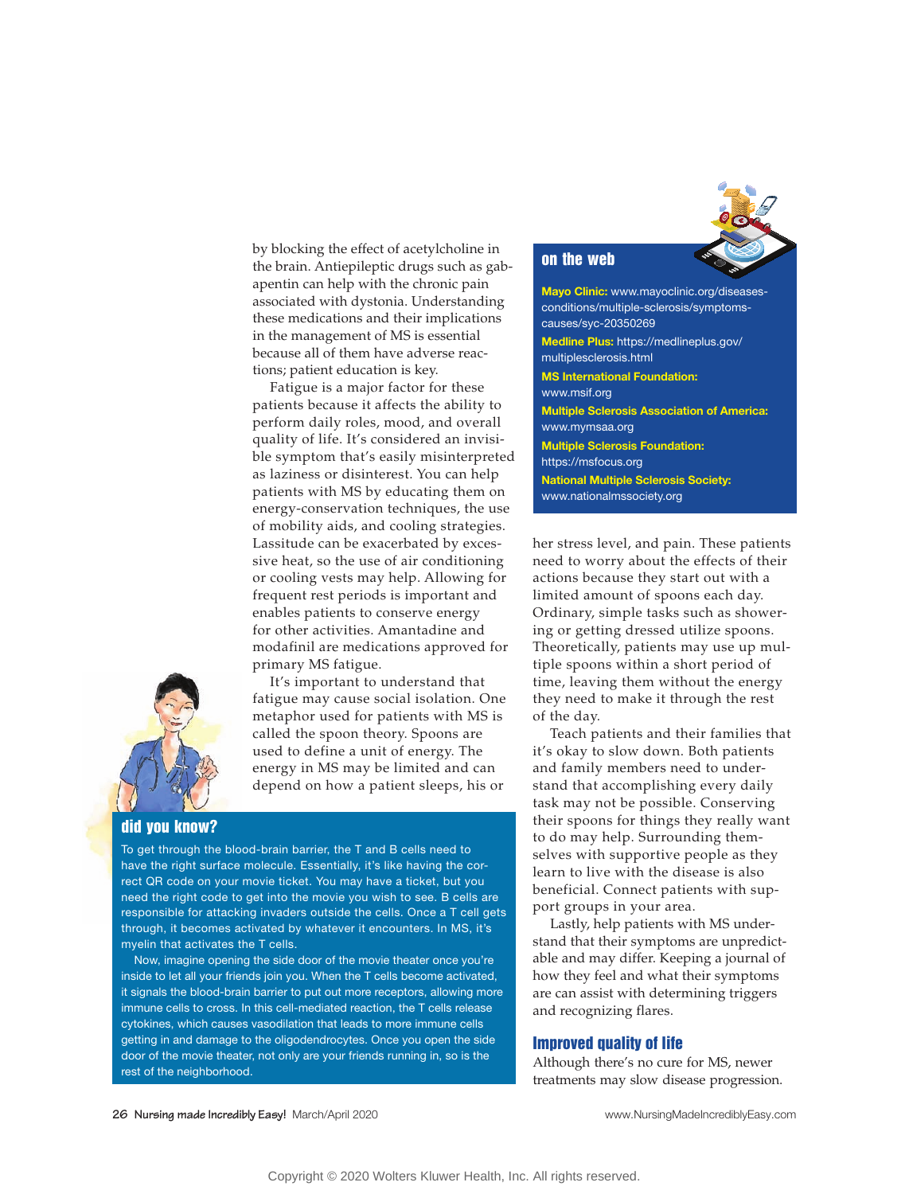by blocking the effect of acetylcholine in the brain. Antiepileptic drugs such as gabapentin can help with the chronic pain associated with dystonia. Understanding these medications and their implications in the management of MS is essential because all of them have adverse reactions; patient education is key.

Fatigue is a major factor for these patients because it affects the ability to perform daily roles, mood, and overall quality of life. It's considered an invisible symptom that's easily misinterpreted as laziness or disinterest. You can help patients with MS by educating them on energy-conservation techniques, the use of mobility aids, and cooling strategies. Lassitude can be exacerbated by excessive heat, so the use of air conditioning or cooling vests may help. Allowing for frequent rest periods is important and enables patients to conserve energy for other activities. Amantadine and modafinil are medications approved for primary MS fatigue.

It's important to understand that fatigue may cause social isolation. One metaphor used for patients with MS is called the spoon theory. Spoons are used to define a unit of energy. The energy in MS may be limited and can depend on how a patient sleeps, his or her stress level, and pain. These patients need to worry about the effects of their actions because they start out with a limited amount of spoons each day. Ordinary, simple tasks such as showering or getting dressed utilize spoons. Theoretically, patients may use up multiple spoons within a short period of time, leaving them without the energy they need to make it through the rest of the day.

Teach patients and their families that it's okay to slow down. Both patients and family members need to understand that accomplishing every daily task may not be possible. Conserving their spoons for things they really want to do may help. Surrounding themselves with supportive people as they learn to live with the disease is also beneficial. Connect patients with support groups in your area.

Lastly, help patients with MS understand that their symptoms are unpredictable and may differ. Keeping a journal of how they feel and what their symptoms are can assist with determining triggers and recognizing flares.

## Improved quality of life

Although there's no cure for MS, newer treatments may slow disease progression.

### on the web

**Mayo Clinic:** www.mayoclinic.org/diseases-conditions/multiple-sclerosis/symptoms-causes/syc-20350269

**Medline Plus:** https://medlineplus.gov/multiplesclerosis.html

**MS International Foundation:** www.msif.org

**Multiple Sclerosis Association of America:** www.mymsaa.org

**Multiple Sclerosis Foundation:** https://msfocus.org

**National Multiple Sclerosis Society:** www.nationalmssociety.org

### did you know?

To get through the blood-brain barrier, the T and B cells need to have the right surface molecule. Essentially, it's like having the correct QR code on your movie ticket. You may have a ticket, but you need the right code to get into the movie you wish to see. B cells are responsible for attacking invaders outside the cells. Once a T cell gets through, it becomes activated by whatever it encounters. In MS, it's myelin that activates the T cells.

Now, imagine opening the side door of the movie theater once you're inside to let all your friends join you. When the T cells become activated, it signals the blood-brain barrier to put out more receptors, allowing more immune cells to cross. In this cell-mediated reaction, the T cells release cytokines, which causes vasodilation that leads to more immune cells getting in and damage to the oligodendrocytes. Once you open the side door of the movie theater, not only are your friends running in, so is the rest of the neighborhood.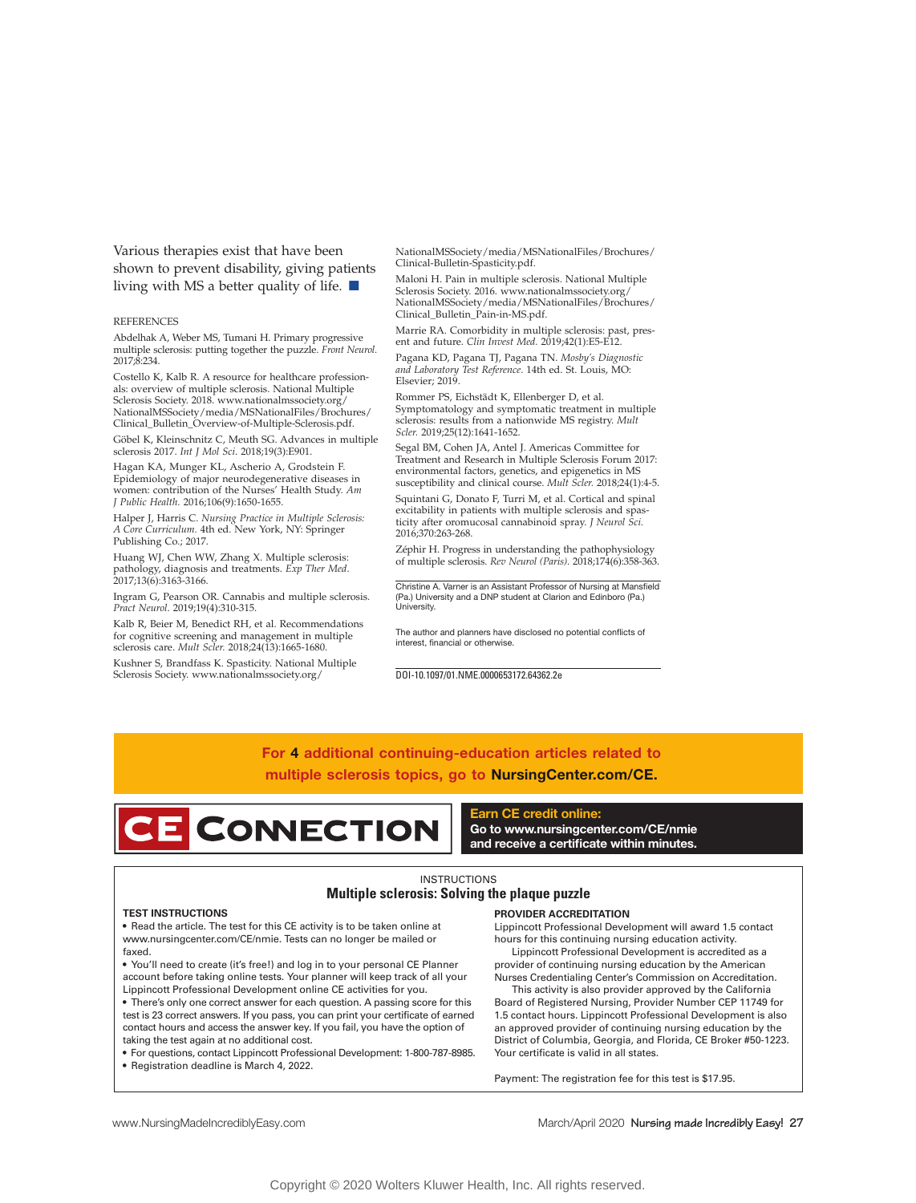Various therapies exist that have been shown to prevent disability, giving patients living with MS a better quality of life. ■

REFERENCES

Abdelhak A, Weber MS, Tumani H. Primary progressive multiple sclerosis: putting together the puzzle. *Front Neurol.* 2017;8:234.

Costello K, Kalb R. A resource for healthcare professionals: overview of multiple sclerosis. National Multiple Sclerosis Society. 2018. www.nationalmssociety.org/NationalMSSociety/media/MSNationalFiles/Brochures/Clinical_Bulletin_Overview-of-Multiple-Sclerosis.pdf.

Göbel K, Kleinschnitz C, Meuth SG. Advances in multiple sclerosis 2017. *Int J Mol Sci.* 2018;19(3):E901.

Hagan KA, Munger KL, Ascherio A, Grodstein F. Epidemiology of major neurodegenerative diseases in women: contribution of the Nurses' Health Study. *Am J Public Health.* 2016;106(9):1650-1655.

Halper J, Harris C. *Nursing Practice in Multiple Sclerosis: A Core Curriculum.* 4th ed. New York, NY: Springer Publishing Co.; 2017.

Huang WJ, Chen WW, Zhang X. Multiple sclerosis: pathology, diagnosis and treatments. *Exp Ther Med.* 2017;13(6):3163-3166.

Ingram G, Pearson OR. Cannabis and multiple sclerosis. *Pract Neurol.* 2019;19(4):310-315.

Kalb R, Beier M, Benedict RH, et al. Recommendations for cognitive screening and management in multiple sclerosis care. *Mult Scler.* 2018;24(13):1665-1680.

Kushner S, Brandfass K. Spasticity. National Multiple Sclerosis Society. www.nationalmssociety.org/NationalMSSociety/media/MSNationalFiles/Brochures/Clinical-Bulletin-Spasticity.pdf.

Maloni H. Pain in multiple sclerosis. National Multiple Sclerosis Society. 2016. www.nationalmssociety.org/NationalMSSociety/media/MSNationalFiles/Brochures/Clinical_Bulletin_Pain-in-MS.pdf.

Marrie RA. Comorbidity in multiple sclerosis: past, present and future. *Clin Invest Med.* 2019;42(1):E5-E12.

Pagana KD, Pagana TJ, Pagana TN. *Mosby's Diagnostic and Laboratory Test Reference.* 14th ed. St. Louis, MO: Elsevier; 2019.

Rommer PS, Eichstädt K, Ellenberger D, et al. Symptomatology and symptomatic treatment in multiple sclerosis: results from a nationwide MS registry. *Mult Scler.* 2019;25(12):1641-1652.

Segal BM, Cohen JA, Antel J. Americas Committee for Treatment and Research in Multiple Sclerosis Forum 2017: environmental factors, genetics, and epigenetics in MS susceptibility and clinical course. *Mult Scler.* 2018;24(1):4-5.

Squintani G, Donato F, Turri M, et al. Cortical and spinal excitability in patients with multiple sclerosis and spasticity after oromucosal cannabinoid spray. *J Neurol Sci.* 2016;370:263-268.

Zéphir H. Progress in understanding the pathophysiology of multiple sclerosis. *Rev Neurol (Paris).* 2018;174(6):358-363.

Christine A. Varner is an Assistant Professor of Nursing at Mansfield (Pa.) University and a DNP student at Clarion and Edinboro (Pa.) University.

The author and planners have disclosed no potential conflicts of interest, financial or otherwise.

DOI-10.1097/01.NME.0000653172.64362.2e

**For 4 additional continuing-education articles related to multiple sclerosis topics, go to NursingCenter.com/CE.**

**CE CONNECTION**

**Earn CE credit online:**
**Go to www.nursingcenter.com/CE/nmie and receive a certificate within minutes.**

INSTRUCTIONS

## Multiple sclerosis: Solving the plaque puzzle

**TEST INSTRUCTIONS**

- Read the article. The test for this CE activity is to be taken online at www.nursingcenter.com/CE/nmie. Tests can no longer be mailed or faxed.
- You'll need to create (it's free!) and log in to your personal CE Planner account before taking online tests. Your planner will keep track of all your Lippincott Professional Development online CE activities for you.
- There's only one correct answer for each question. A passing score for this test is 23 correct answers. If you pass, you can print your certificate of earned contact hours and access the answer key. If you fail, you have the option of taking the test again at no additional cost.
- For questions, contact Lippincott Professional Development: 1-800-787-8985.
- Registration deadline is March 4, 2022.

**PROVIDER ACCREDITATION**

Lippincott Professional Development will award 1.5 contact hours for this continuing nursing education activity.

Lippincott Professional Development is accredited as a provider of continuing nursing education by the American Nurses Credentialing Center's Commission on Accreditation.

This activity is also provider approved by the California Board of Registered Nursing, Provider Number CEP 11749 for 1.5 contact hours. Lippincott Professional Development is also an approved provider of continuing nursing education by the District of Columbia, Georgia, and Florida, CE Broker #50-1223. Your certificate is valid in all states.

Payment: The registration fee for this test is $17.95.